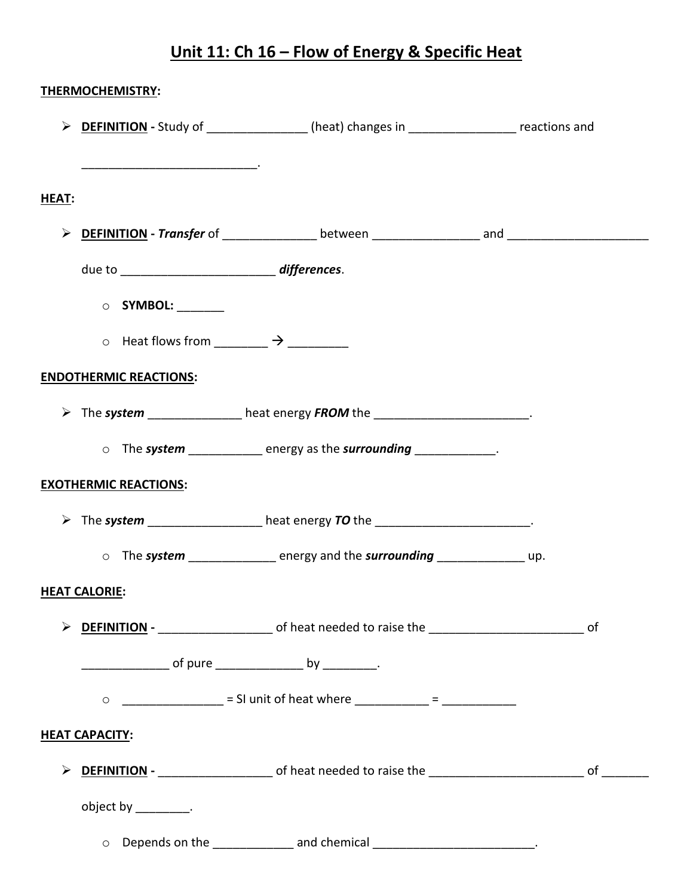# Unit 11: Ch 16 – Flow of Energy & Specific Heat

**THERMOCHEMISTRY:**

- **DEFINITION -** Study of _______________ (heat) changes in ________________ reactions and ___________________________.

**HEAT:**

- **DEFINITION -** ***Transfer*** of ______________ between ________________ and _____________________ due to ________________________ ***differences***.
  - **SYMBOL:** _______
  - Heat flows from ________ → _________

**ENDOTHERMIC REACTIONS:**

- The ***system*** ______________ heat energy ***FROM*** the ________________________.
  - The ***system*** ___________ energy as the ***surrounding*** ____________.

**EXOTHERMIC REACTIONS:**

- The ***system*** _________________ heat energy ***TO*** the ________________________.
  - The ***system*** _____________ energy and the ***surrounding*** _____________ up.

**HEAT CALORIE:**

- **DEFINITION -** _________________ of heat needed to raise the _______________________ of _____________ of pure _____________ by ________.
  - _______________ = SI unit of heat where ___________ = ___________

**HEAT CAPACITY:**

- **DEFINITION -** _________________ of heat needed to raise the _______________________ of _______ object by ________.
  - Depends on the ____________ and chemical _________________________.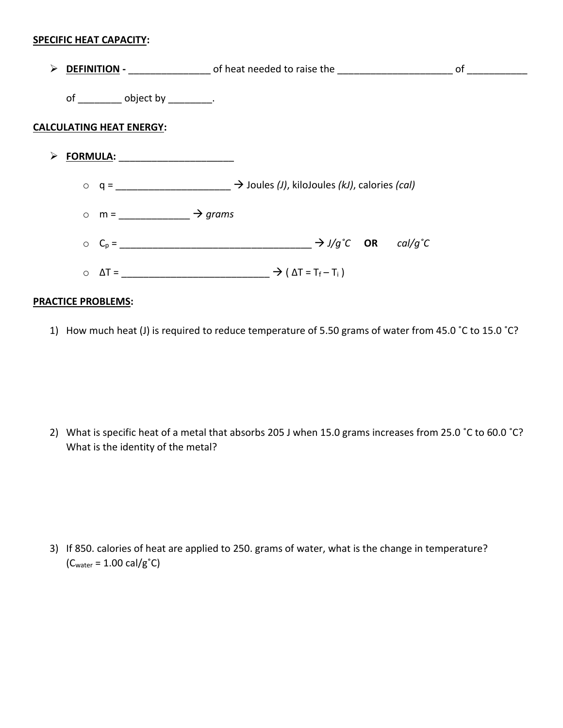**SPECIFIC HEAT CAPACITY:**

- **DEFINITION -** _______________ of heat needed to raise the _____________________ of ___________ of ________ object by ________.

**CALCULATING HEAT ENERGY:**

- **FORMULA:** _____________________
  - q = _____________________ → Joules *(J)*, kiloJoules *(kJ)*, calories *(cal)*
  - m = _____________ → *grams*
  - $C_p$ = ____________________________________ → *J/g˚C* **OR** *cal/g˚C*
  - ΔT = ____________________________ → ( $\Delta T = T_f - T_i$ )

**PRACTICE PROBLEMS:**

1) How much heat (J) is required to reduce temperature of 5.50 grams of water from 45.0 ˚C to 15.0 ˚C?

2) What is specific heat of a metal that absorbs 205 J when 15.0 grams increases from 25.0 ˚C to 60.0 ˚C? What is the identity of the metal?

3) If 850. calories of heat are applied to 250. grams of water, what is the change in temperature? ($C_{water}$ = 1.00 cal/g˚C)